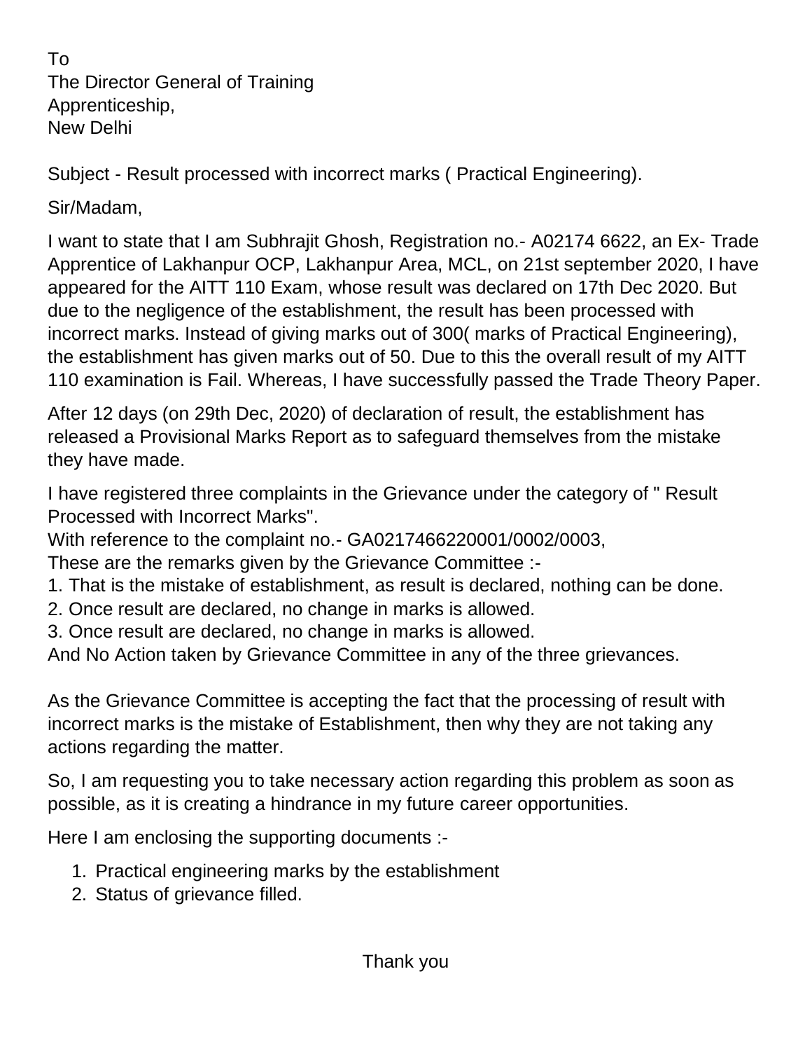To
The Director General of Training
Apprenticeship,
New Delhi

Subject - Result processed with incorrect marks ( Practical Engineering).

Sir/Madam,

I want to state that I am Subhrajit Ghosh, Registration no.- A02174 6622, an Ex- Trade Apprentice of Lakhanpur OCP, Lakhanpur Area, MCL, on 21st september 2020, I have appeared for the AITT 110 Exam, whose result was declared on 17th Dec 2020. But due to the negligence of the establishment, the result has been processed with incorrect marks. Instead of giving marks out of 300( marks of Practical Engineering), the establishment has given marks out of 50. Due to this the overall result of my AITT 110 examination is Fail. Whereas, I have successfully passed the Trade Theory Paper.

After 12 days (on 29th Dec, 2020) of declaration of result, the establishment has released a Provisional Marks Report as to safeguard themselves from the mistake they have made.

I have registered three complaints in the Grievance under the category of " Result Processed with Incorrect Marks".
With reference to the complaint no.- GA0217466220001/0002/0003,
These are the remarks given by the Grievance Committee :-
1. That is the mistake of establishment, as result is declared, nothing can be done.
2. Once result are declared, no change in marks is allowed.
3. Once result are declared, no change in marks is allowed.
And No Action taken by Grievance Committee in any of the three grievances.

As the Grievance Committee is accepting the fact that the processing of result with incorrect marks is the mistake of Establishment, then why they are not taking any actions regarding the matter.

So, I am requesting you to take necessary action regarding this problem as soon as possible, as it is creating a hindrance in my future career opportunities.

Here I am enclosing the supporting documents :-

1. Practical engineering marks by the establishment
2. Status of grievance filled.

Thank you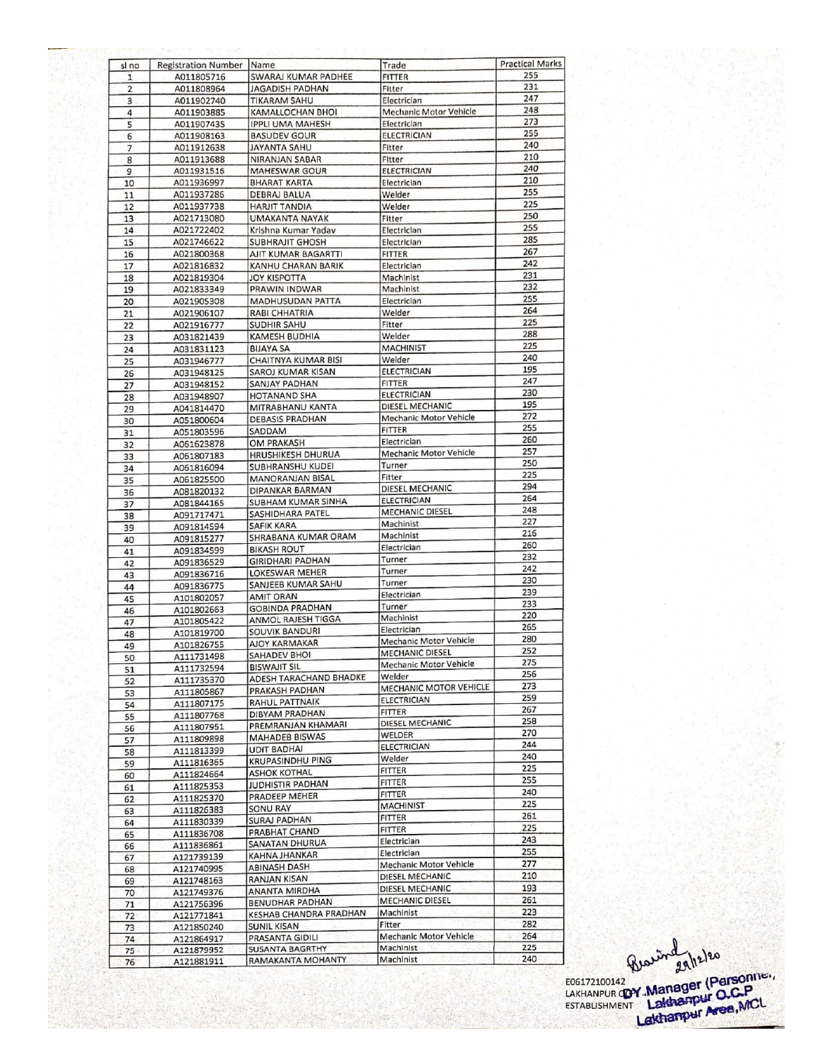| sl no | Registration Number | Name | Trade | Practical Marks |
|---|---|---|---|---|
| 1 | A011805716 | SWARAJ KUMAR PADHEE | FITTER | 255 |
| 2 | A011808964 | JAGADISH PADHAN | Fitter | 231 |
| 3 | A011902740 | TIKARAM SAHU | Electrician | 247 |
| 4 | A011903885 | KAMALLOCHAN BHOI | Mechanic Motor Vehicle | 248 |
| 5 | A011907435 | IPPLI UMA MAHESH | Electrician | 273 |
| 6 | A011908163 | BASUDEV GOUR | ELECTRICIAN | 255 |
| 7 | A011912638 | JAYANTA SAHU | Fitter | 240 |
| 8 | A011913688 | NIRANJAN SABAR | Fitter | 210 |
| 9 | A011931516 | MAHESWAR GOUR | ELECTRICIAN | 240 |
| 10 | A011936997 | BHARAT KARTA | Electrician | 210 |
| 11 | A011937286 | DEBRAJ BALUA | Welder | 255 |
| 12 | A011937738 | HARJIT TANDIA | Welder | 225 |
| 13 | A021713080 | UMAKANTA NAYAK | Fitter | 250 |
| 14 | A021722402 | Krishna Kumar Yadav | Electrician | 255 |
| 15 | A021746622 | SUBHRAJIT GHOSH | Electrician | 285 |
| 16 | A021800368 | AJIT KUMAR BAGARTTI | FITTER | 267 |
| 17 | A021816832 | KANHU CHARAN BARIK | Electrician | 242 |
| 18 | A021819304 | JOY KISPOTTA | Machinist | 231 |
| 19 | A021833349 | PRAWIN INDWAR | Machinist | 232 |
| 20 | A021905308 | MADHUSUDAN PATTA | Electrician | 255 |
| 21 | A021906107 | RABI CHHATRIA | Welder | 264 |
| 22 | A021916777 | SUDHIR SAHU | Fitter | 225 |
| 23 | A031821439 | KAMESH BUDHIA | Welder | 288 |
| 24 | A031831123 | BIJAYA SA | MACHINIST | 225 |
| 25 | A031946777 | CHAITNYA KUMAR BISI | Welder | 240 |
| 26 | A031948125 | SAROJ KUMAR KISAN | ELECTRICIAN | 195 |
| 27 | A031948152 | SANJAY PADHAN | FITTER | 247 |
| 28 | A031948907 | HOTANAND SHA | ELECTRICIAN | 230 |
| 29 | A041814470 | MITRABHANU KANTA | DIESEL MECHANIC | 195 |
| 30 | A051800604 | DEBASIS PRADHAN | Mechanic Motor Vehicle | 272 |
| 31 | A051803596 | SADDAM | FITTER | 255 |
| 32 | A061623878 | OM PRAKASH | Electrician | 260 |
| 33 | A061807183 | HRUSHIKESH DHURUA | Mechanic Motor Vehicle | 257 |
| 34 | A061816094 | SUBHRANSHU KUDEI | Turner | 250 |
| 35 | A061825500 | MANORANJAN BISAL | Fitter | 225 |
| 36 | A081820132 | DIPANKAR BARMAN | DIESEL MECHANIC | 294 |
| 37 | A081844165 | SUBHAM KUMAR SINHA | ELECTRICIAN | 264 |
| 38 | A091717471 | SASHIDHARA PATEL | MECHANIC DIESEL | 248 |
| 39 | A091814594 | SAFIK KARA | Machinist | 227 |
| 40 | A091815277 | SHRABANA KUMAR ORAM | Machinist | 216 |
| 41 | A091834599 | BIKASH ROUT | Electrician | 260 |
| 42 | A091836529 | GIRIDHARI PADHAN | Turner | 232 |
| 43 | A091836716 | LOKESWAR MEHER | Turner | 242 |
| 44 | A091836775 | SANJEEB KUMAR SAHU | Turner | 230 |
| 45 | A101802057 | AMIT ORAN | Electrician | 239 |
| 46 | A101802663 | GOBINDA PRADHAN | Turner | 233 |
| 47 | A101805422 | ANMOL RAJESH TIGGA | Machinist | 220 |
| 48 | A101819700 | SOUVIK BANDURI | Electrician | 265 |
| 49 | A101826755 | AJOY KARMAKAR | Mechanic Motor Vehicle | 280 |
| 50 | A111731498 | SAHADEV BHOI | MECHANIC DIESEL | 252 |
| 51 | A111732594 | BISWAJIT SIL | Mechanic Motor Vehicle | 275 |
| 52 | A111735370 | ADESH TARACHAND BHADKE | Welder | 256 |
| 53 | A111805867 | PRAKASH PADHAN | MECHANIC MOTOR VEHICLE | 273 |
| 54 | A111807175 | RAHUL PATTNAIK | ELECTRICIAN | 259 |
| 55 | A111807768 | DIBYAM PRADHAN | FITTER | 267 |
| 56 | A111807951 | PREMRANJAN KHAMARI | DIESEL MECHANIC | 258 |
| 57 | A111809898 | MAHADEB BISWAS | WELDER | 270 |
| 58 | A111813399 | UDIT BADHAI | ELECTRICIAN | 244 |
| 59 | A111816365 | KRUPASINDHU PING | Welder | 240 |
| 60 | A111824664 | ASHOK KOTHAL | FITTER | 225 |
| 61 | A111825353 | JUDHISTIR PADHAN | FITTER | 255 |
| 62 | A111825370 | PRADEEP MEHER | FITTER | 240 |
| 63 | A111826383 | SONU RAY | MACHINIST | 225 |
| 64 | A111830339 | SURAJ PADHAN | FITTER | 261 |
| 65 | A111836708 | PRABHAT CHAND | FITTER | 225 |
| 66 | A111836861 | SANATAN DHURUA | Electrician | 243 |
| 67 | A121739139 | KAHNA JHANKAR | Electrician | 255 |
| 68 | A121740995 | ABINASH DASH | Mechanic Motor Vehicle | 277 |
| 69 | A121748163 | RANJAN KISAN | DIESEL MECHANIC | 210 |
| 70 | A121749376 | ANANTA MIRDHA | DIESEL MECHANIC | 193 |
| 71 | A121756396 | BENUDHAR PADHAN | MECHANIC DIESEL | 261 |
| 72 | A121771841 | KESHAB CHANDRA PRADHAN | Machinist | 223 |
| 73 | A121850240 | SUNIL KISAN | Fitter | 282 |
| 74 | A121864917 | PRASANTA GIDILI | Mechanic Motor Vehicle | 264 |
| 75 | A121879952 | SUSANTA BAGRTHY | Machinist | 225 |
| 76 | A121881911 | RAMAKANTA MOHANTY | Machinist | 240 |

29/12/20

E06172100142
LAKHANPUR O.C.P ESTABLISHMENT

DY. Manager (Personnel)
Lakhanpur O.C.P
Lakhanpur Area, MCL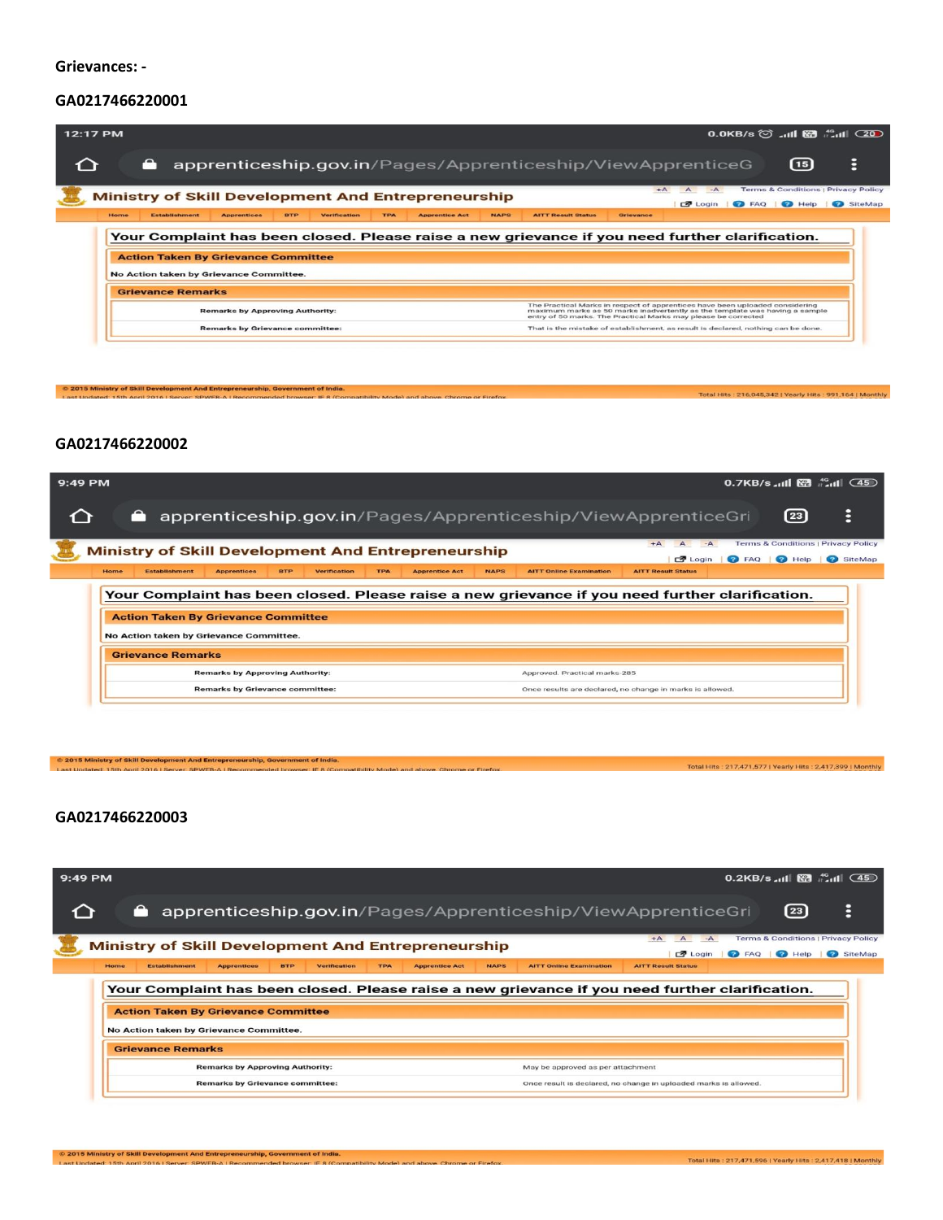**Grievances: -**

**GA0217466220001**

12:17 PM

apprenticeship.gov.in/Pages/Apprenticeship/ViewApprenticeG

Ministry of Skill Development And Entrepreneurship

Your Complaint has been closed. Please raise a new grievance if you need further clarification.

**Action Taken By Grievance Committee**

No Action taken by Grievance Committee.

**Grievance Remarks**

| | |
|---|---|
| Remarks by Approving Authority: | The Practical Marks in respect of apprentices have been uploaded considering maximum marks as 50 marks inadvertently as the template was having a sample entry of 50 marks. The Practical Marks may please be corrected |
| Remarks by Grievance committee: | That is the mistake of establishment, as result is declared, nothing can be done. |

**GA0217466220002**

9:49 PM

apprenticeship.gov.in/Pages/Apprenticeship/ViewApprenticeGri

Ministry of Skill Development And Entrepreneurship

Your Complaint has been closed. Please raise a new grievance if you need further clarification.

**Action Taken By Grievance Committee**

No Action taken by Grievance Committee.

**Grievance Remarks**

| | |
|---|---|
| Remarks by Approving Authority: | Approved. Practical marks-285 |
| Remarks by Grievance committee: | Once results are declared, no change in marks is allowed. |

**GA0217466220003**

9:49 PM

apprenticeship.gov.in/Pages/Apprenticeship/ViewApprenticeGri

Ministry of Skill Development And Entrepreneurship

Your Complaint has been closed. Please raise a new grievance if you need further clarification.

**Action Taken By Grievance Committee**

No Action taken by Grievance Committee.

**Grievance Remarks**

| | |
|---|---|
| Remarks by Approving Authority: | May be approved as per attachment |
| Remarks by Grievance committee: | Once result is declared, no change in uploaded marks is allowed. |